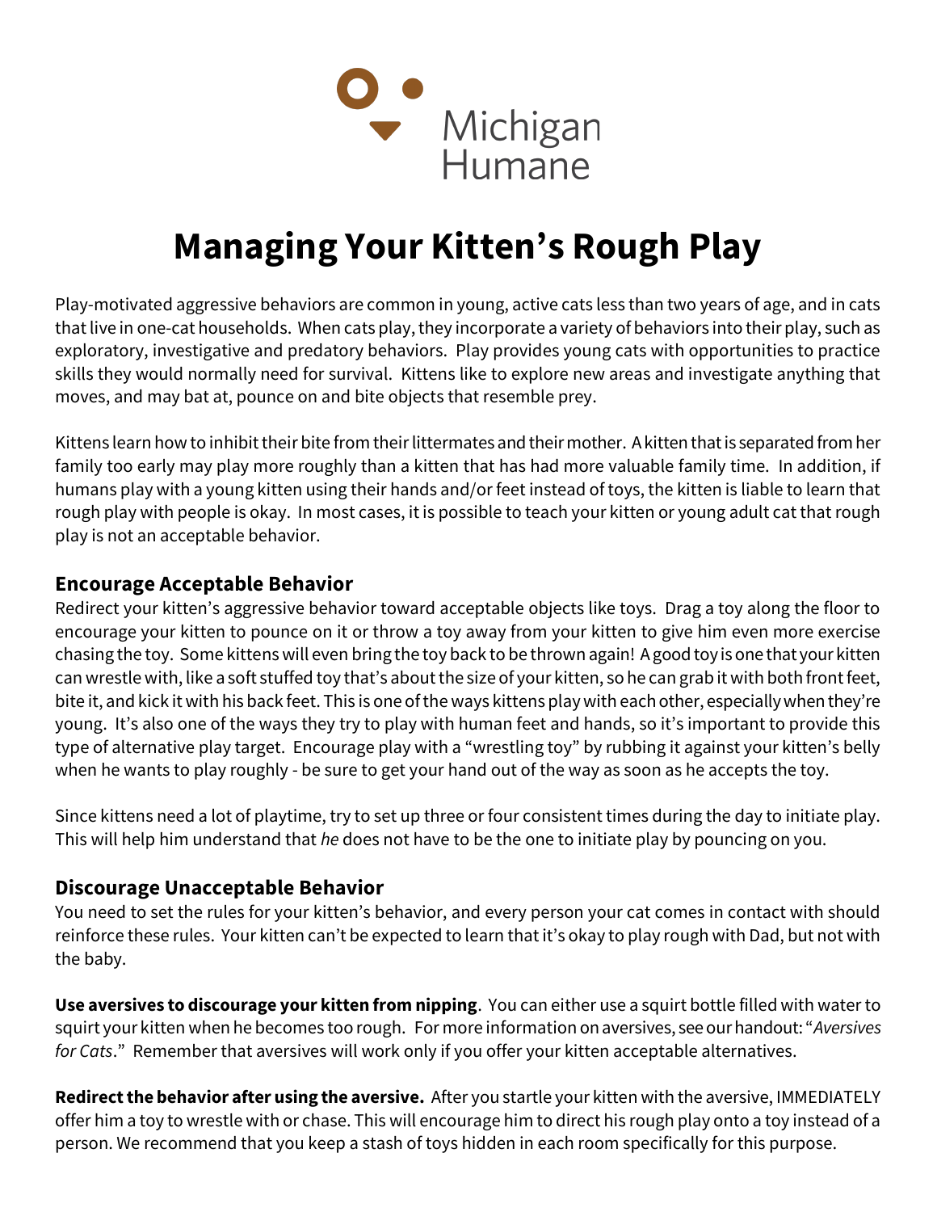Michigan Humane

# Managing Your Kitten's Rough Play

Play-motivated aggressive behaviors are common in young, active cats less than two years of age, and in cats that live in one-cat households. When cats play, they incorporate a variety of behaviors into their play, such as exploratory, investigative and predatory behaviors. Play provides young cats with opportunities to practice skills they would normally need for survival. Kittens like to explore new areas and investigate anything that moves, and may bat at, pounce on and bite objects that resemble prey.

Kittens learn how to inhibit their bite from their littermates and their mother. A kitten that is separated from her family too early may play more roughly than a kitten that has had more valuable family time. In addition, if humans play with a young kitten using their hands and/or feet instead of toys, the kitten is liable to learn that rough play with people is okay. In most cases, it is possible to teach your kitten or young adult cat that rough play is not an acceptable behavior.

## Encourage Acceptable Behavior

Redirect your kitten's aggressive behavior toward acceptable objects like toys. Drag a toy along the floor to encourage your kitten to pounce on it or throw a toy away from your kitten to give him even more exercise chasing the toy. Some kittens will even bring the toy back to be thrown again! A good toy is one that your kitten can wrestle with, like a soft stuffed toy that's about the size of your kitten, so he can grab it with both front feet, bite it, and kick it with his back feet. This is one of the ways kittens play with each other, especially when they're young. It's also one of the ways they try to play with human feet and hands, so it's important to provide this type of alternative play target. Encourage play with a "wrestling toy" by rubbing it against your kitten's belly when he wants to play roughly - be sure to get your hand out of the way as soon as he accepts the toy.

Since kittens need a lot of playtime, try to set up three or four consistent times during the day to initiate play. This will help him understand that *he* does not have to be the one to initiate play by pouncing on you.

## Discourage Unacceptable Behavior

You need to set the rules for your kitten's behavior, and every person your cat comes in contact with should reinforce these rules. Your kitten can't be expected to learn that it's okay to play rough with Dad, but not with the baby.

**Use aversives to discourage your kitten from nipping**. You can either use a squirt bottle filled with water to squirt your kitten when he becomes too rough. For more information on aversives, see our handout: "*Aversives for Cats*." Remember that aversives will work only if you offer your kitten acceptable alternatives.

**Redirect the behavior after using the aversive.** After you startle your kitten with the aversive, IMMEDIATELY offer him a toy to wrestle with or chase. This will encourage him to direct his rough play onto a toy instead of a person. We recommend that you keep a stash of toys hidden in each room specifically for this purpose.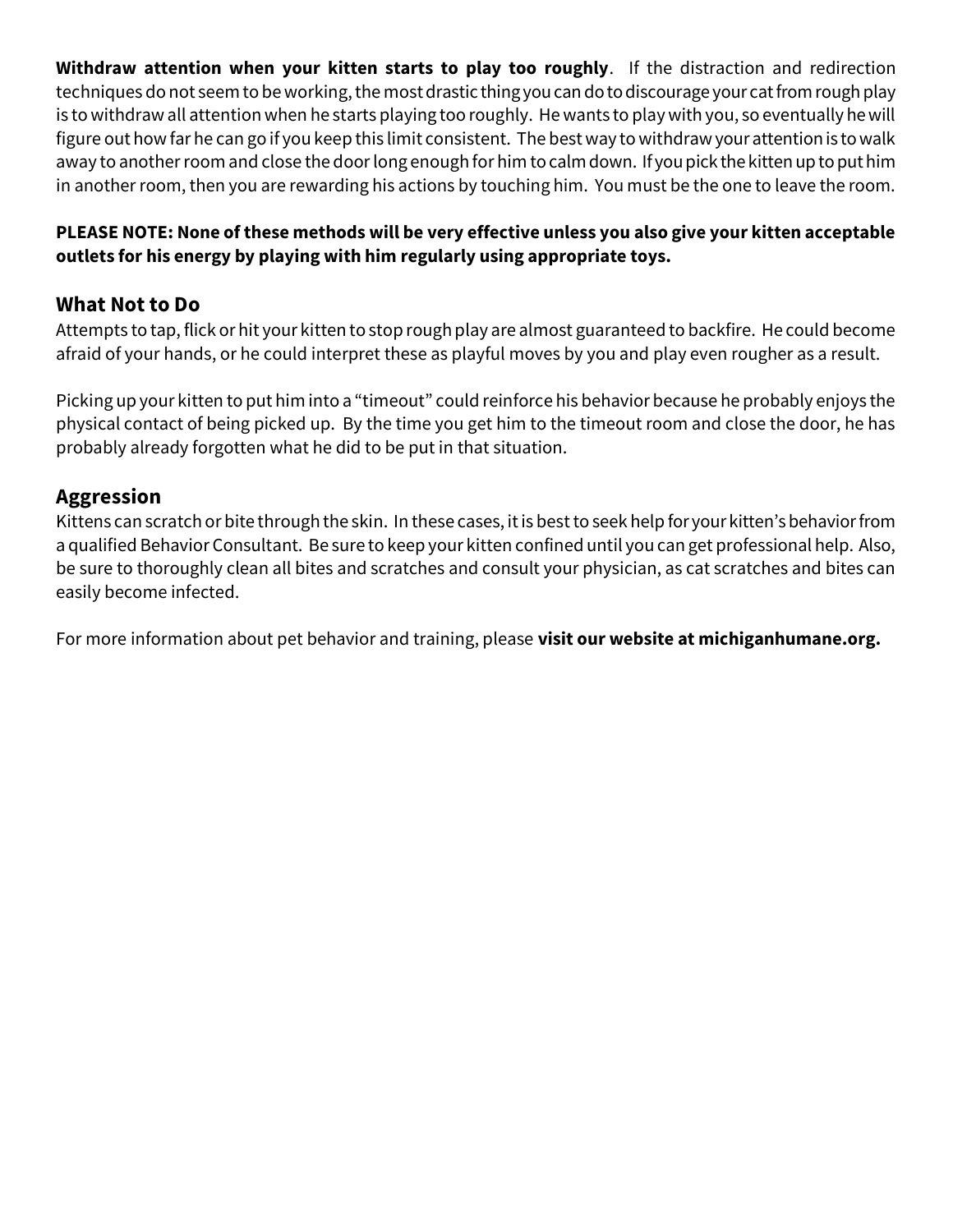**Withdraw attention when your kitten starts to play too roughly**. If the distraction and redirection techniques do not seem to be working, the most drastic thing you can do to discourage your cat from rough play is to withdraw all attention when he starts playing too roughly. He wants to play with you, so eventually he will figure out how far he can go if you keep this limit consistent. The best way to withdraw your attention is to walk away to another room and close the door long enough for him to calm down. If you pick the kitten up to put him in another room, then you are rewarding his actions by touching him. You must be the one to leave the room.

**PLEASE NOTE: None of these methods will be very effective unless you also give your kitten acceptable outlets for his energy by playing with him regularly using appropriate toys.**

## What Not to Do

Attempts to tap, flick or hit your kitten to stop rough play are almost guaranteed to backfire. He could become afraid of your hands, or he could interpret these as playful moves by you and play even rougher as a result.

Picking up your kitten to put him into a "timeout" could reinforce his behavior because he probably enjoys the physical contact of being picked up. By the time you get him to the timeout room and close the door, he has probably already forgotten what he did to be put in that situation.

## Aggression

Kittens can scratch or bite through the skin. In these cases, it is best to seek help for your kitten's behavior from a qualified Behavior Consultant. Be sure to keep your kitten confined until you can get professional help. Also, be sure to thoroughly clean all bites and scratches and consult your physician, as cat scratches and bites can easily become infected.

For more information about pet behavior and training, please **visit our website at michiganhumane.org.**